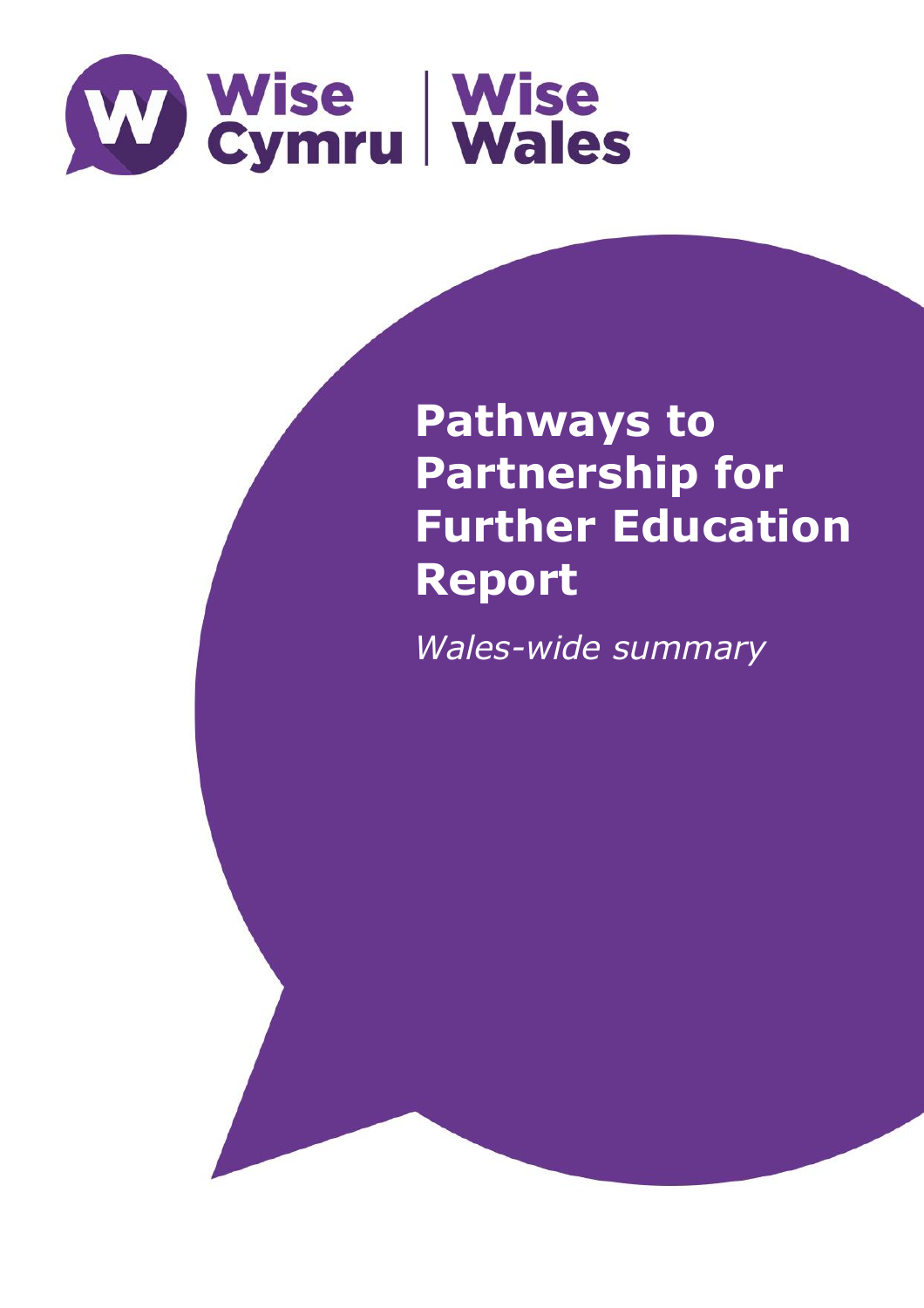Wise Cymru | Wise Wales

# Pathways to Partnership for Further Education Report

*Wales-wide summary*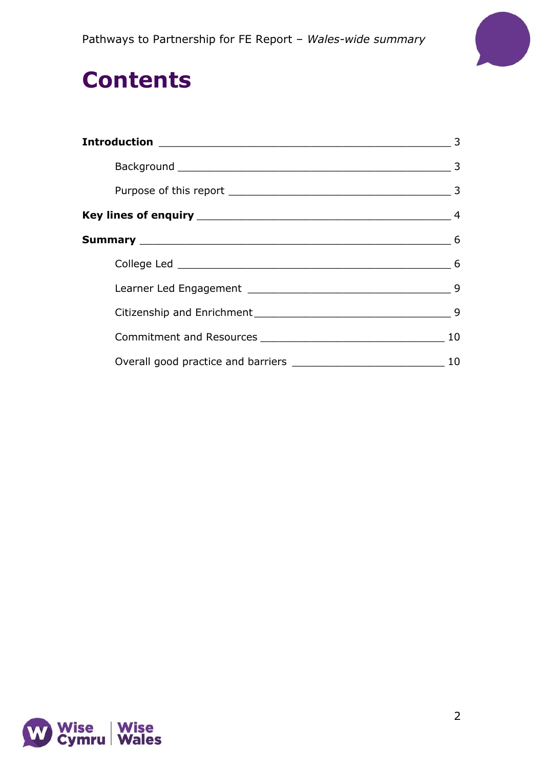# Contents

| | |
|---|---|
| **Introduction** | 3 |
| Background | 3 |
| Purpose of this report | 3 |
| **Key lines of enquiry** | 4 |
| **Summary** | 6 |
| College Led | 6 |
| Learner Led Engagement | 9 |
| Citizenship and Enrichment | 9 |
| Commitment and Resources | 10 |
| Overall good practice and barriers | 10 |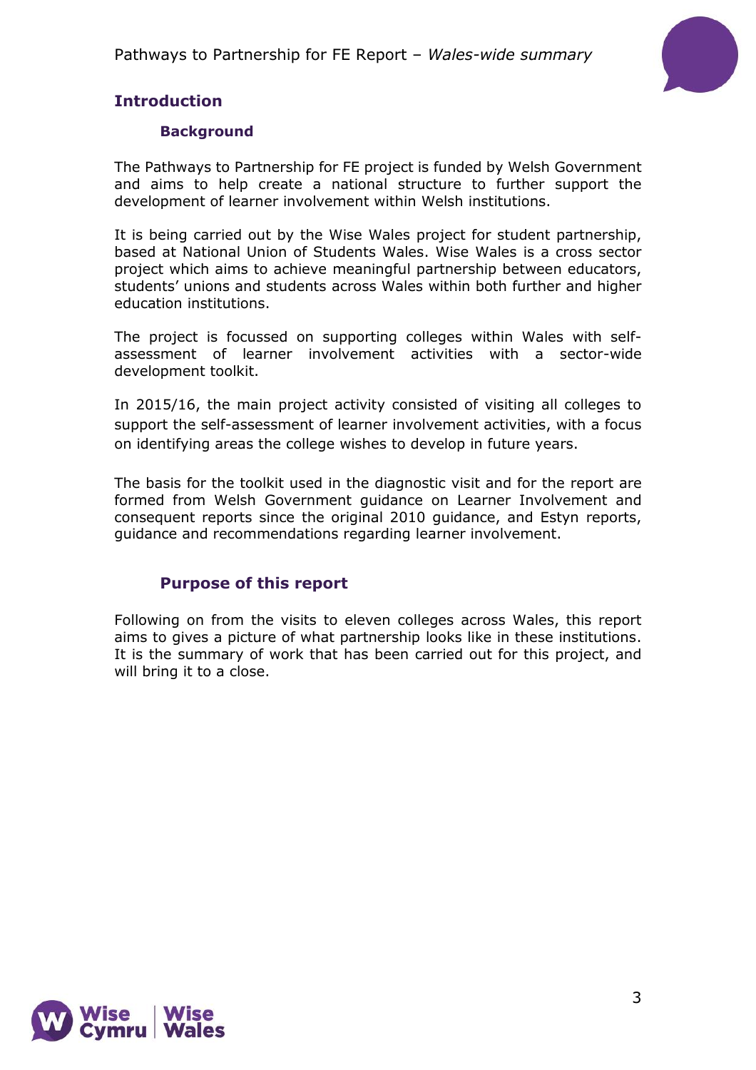## Introduction

### Background

The Pathways to Partnership for FE project is funded by Welsh Government and aims to help create a national structure to further support the development of learner involvement within Welsh institutions.

It is being carried out by the Wise Wales project for student partnership, based at National Union of Students Wales. Wise Wales is a cross sector project which aims to achieve meaningful partnership between educators, students' unions and students across Wales within both further and higher education institutions.

The project is focussed on supporting colleges within Wales with self-assessment of learner involvement activities with a sector-wide development toolkit.

In 2015/16, the main project activity consisted of visiting all colleges to support the self-assessment of learner involvement activities, with a focus on identifying areas the college wishes to develop in future years.

The basis for the toolkit used in the diagnostic visit and for the report are formed from Welsh Government guidance on Learner Involvement and consequent reports since the original 2010 guidance, and Estyn reports, guidance and recommendations regarding learner involvement.

### Purpose of this report

Following on from the visits to eleven colleges across Wales, this report aims to gives a picture of what partnership looks like in these institutions. It is the summary of work that has been carried out for this project, and will bring it to a close.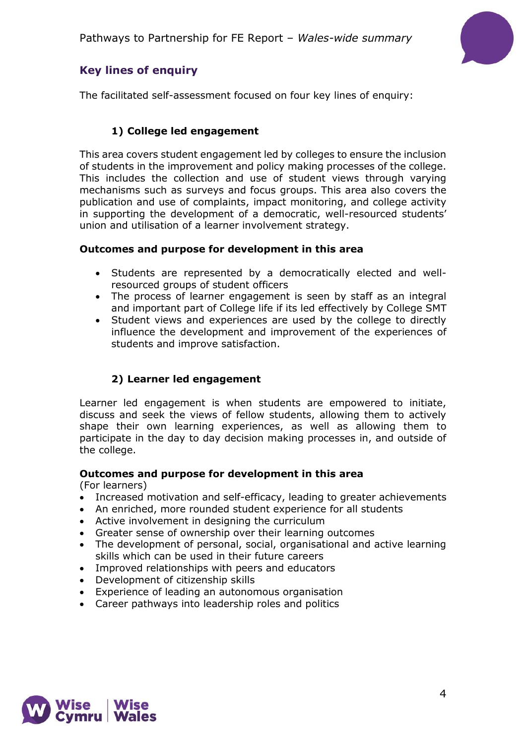## Key lines of enquiry

The facilitated self-assessment focused on four key lines of enquiry:

### 1) College led engagement

This area covers student engagement led by colleges to ensure the inclusion of students in the improvement and policy making processes of the college. This includes the collection and use of student views through varying mechanisms such as surveys and focus groups. This area also covers the publication and use of complaints, impact monitoring, and college activity in supporting the development of a democratic, well-resourced students' union and utilisation of a learner involvement strategy.

**Outcomes and purpose for development in this area**

- Students are represented by a democratically elected and well-resourced groups of student officers
- The process of learner engagement is seen by staff as an integral and important part of College life if its led effectively by College SMT
- Student views and experiences are used by the college to directly influence the development and improvement of the experiences of students and improve satisfaction.

### 2) Learner led engagement

Learner led engagement is when students are empowered to initiate, discuss and seek the views of fellow students, allowing them to actively shape their own learning experiences, as well as allowing them to participate in the day to day decision making processes in, and outside of the college.

**Outcomes and purpose for development in this area**
(For learners)

- Increased motivation and self-efficacy, leading to greater achievements
- An enriched, more rounded student experience for all students
- Active involvement in designing the curriculum
- Greater sense of ownership over their learning outcomes
- The development of personal, social, organisational and active learning skills which can be used in their future careers
- Improved relationships with peers and educators
- Development of citizenship skills
- Experience of leading an autonomous organisation
- Career pathways into leadership roles and politics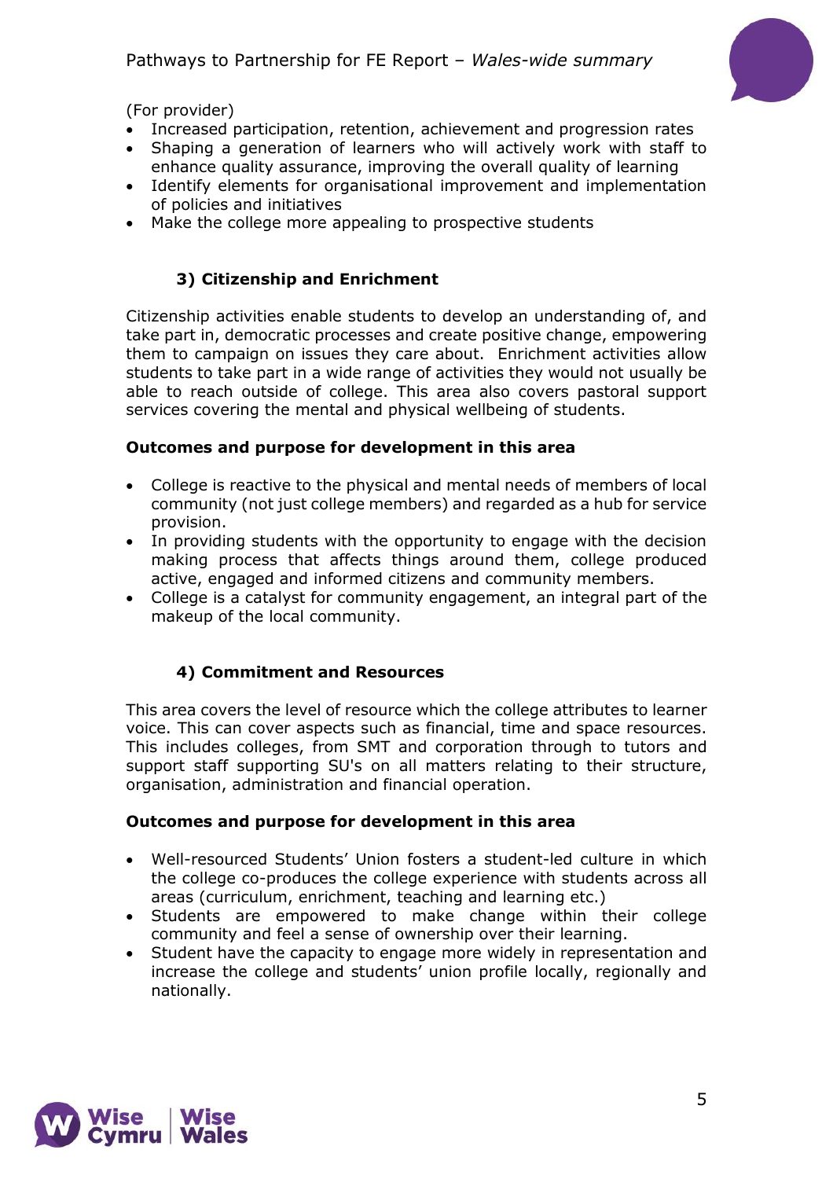(For provider)

- Increased participation, retention, achievement and progression rates
- Shaping a generation of learners who will actively work with staff to enhance quality assurance, improving the overall quality of learning
- Identify elements for organisational improvement and implementation of policies and initiatives
- Make the college more appealing to prospective students

### 3) Citizenship and Enrichment

Citizenship activities enable students to develop an understanding of, and take part in, democratic processes and create positive change, empowering them to campaign on issues they care about. Enrichment activities allow students to take part in a wide range of activities they would not usually be able to reach outside of college. This area also covers pastoral support services covering the mental and physical wellbeing of students.

**Outcomes and purpose for development in this area**

- College is reactive to the physical and mental needs of members of local community (not just college members) and regarded as a hub for service provision.
- In providing students with the opportunity to engage with the decision making process that affects things around them, college produced active, engaged and informed citizens and community members.
- College is a catalyst for community engagement, an integral part of the makeup of the local community.

### 4) Commitment and Resources

This area covers the level of resource which the college attributes to learner voice. This can cover aspects such as financial, time and space resources. This includes colleges, from SMT and corporation through to tutors and support staff supporting SU's on all matters relating to their structure, organisation, administration and financial operation.

**Outcomes and purpose for development in this area**

- Well-resourced Students' Union fosters a student-led culture in which the college co-produces the college experience with students across all areas (curriculum, enrichment, teaching and learning etc.)
- Students are empowered to make change within their college community and feel a sense of ownership over their learning.
- Student have the capacity to engage more widely in representation and increase the college and students' union profile locally, regionally and nationally.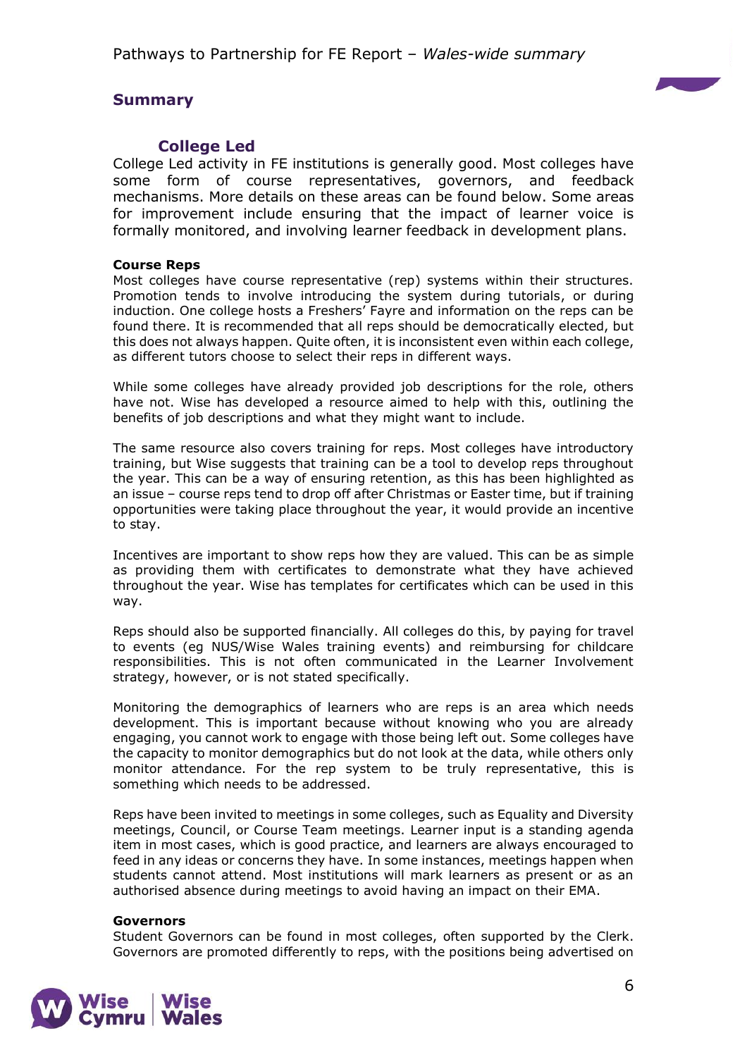## Summary

### College Led

College Led activity in FE institutions is generally good. Most colleges have some form of course representatives, governors, and feedback mechanisms. More details on these areas can be found below. Some areas for improvement include ensuring that the impact of learner voice is formally monitored, and involving learner feedback in development plans.

**Course Reps**

Most colleges have course representative (rep) systems within their structures. Promotion tends to involve introducing the system during tutorials, or during induction. One college hosts a Freshers' Fayre and information on the reps can be found there. It is recommended that all reps should be democratically elected, but this does not always happen. Quite often, it is inconsistent even within each college, as different tutors choose to select their reps in different ways.

While some colleges have already provided job descriptions for the role, others have not. Wise has developed a resource aimed to help with this, outlining the benefits of job descriptions and what they might want to include.

The same resource also covers training for reps. Most colleges have introductory training, but Wise suggests that training can be a tool to develop reps throughout the year. This can be a way of ensuring retention, as this has been highlighted as an issue – course reps tend to drop off after Christmas or Easter time, but if training opportunities were taking place throughout the year, it would provide an incentive to stay.

Incentives are important to show reps how they are valued. This can be as simple as providing them with certificates to demonstrate what they have achieved throughout the year. Wise has templates for certificates which can be used in this way.

Reps should also be supported financially. All colleges do this, by paying for travel to events (eg NUS/Wise Wales training events) and reimbursing for childcare responsibilities. This is not often communicated in the Learner Involvement strategy, however, or is not stated specifically.

Monitoring the demographics of learners who are reps is an area which needs development. This is important because without knowing who you are already engaging, you cannot work to engage with those being left out. Some colleges have the capacity to monitor demographics but do not look at the data, while others only monitor attendance. For the rep system to be truly representative, this is something which needs to be addressed.

Reps have been invited to meetings in some colleges, such as Equality and Diversity meetings, Council, or Course Team meetings. Learner input is a standing agenda item in most cases, which is good practice, and learners are always encouraged to feed in any ideas or concerns they have. In some instances, meetings happen when students cannot attend. Most institutions will mark learners as present or as an authorised absence during meetings to avoid having an impact on their EMA.

**Governors**

Student Governors can be found in most colleges, often supported by the Clerk. Governors are promoted differently to reps, with the positions being advertised on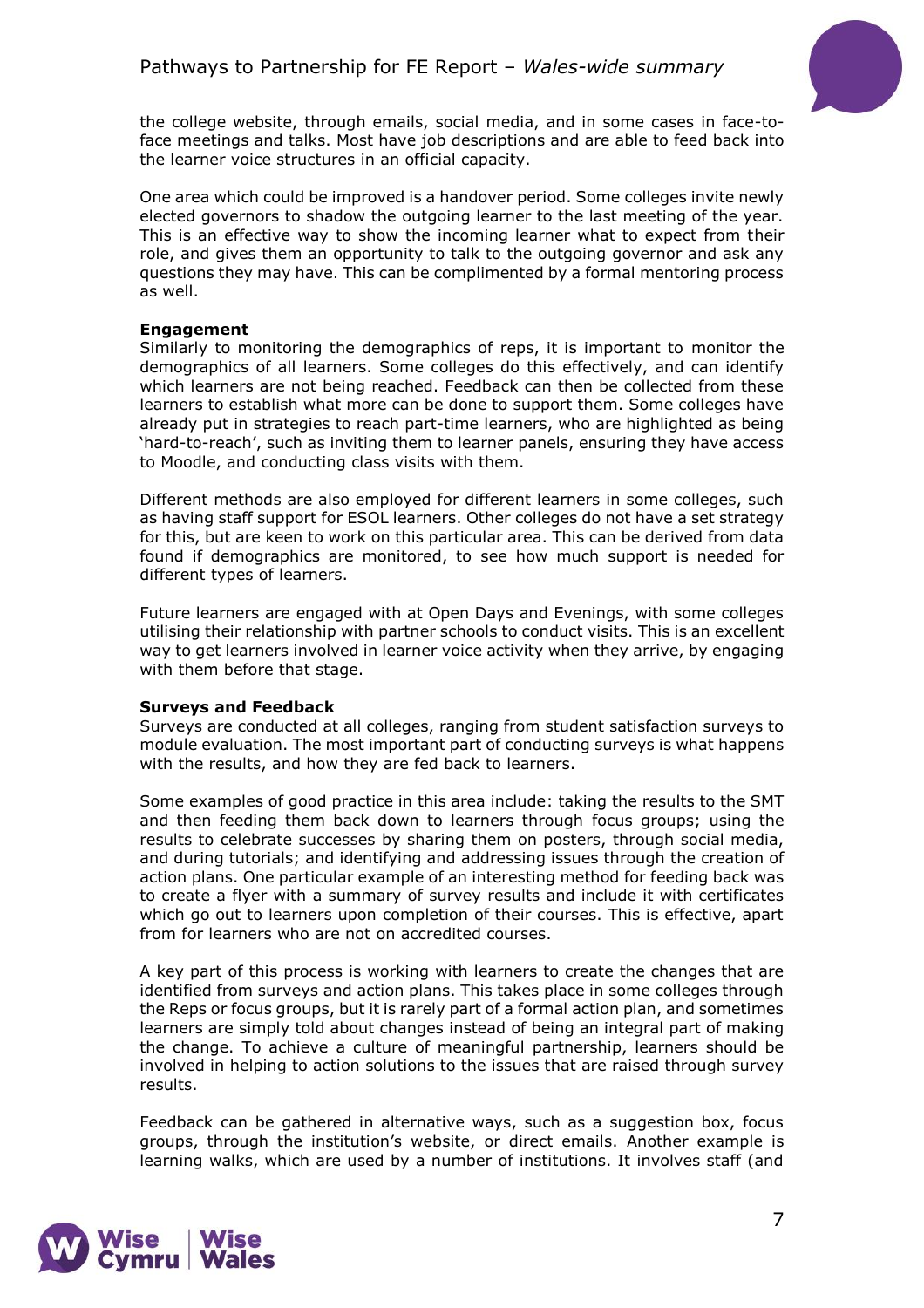the college website, through emails, social media, and in some cases in face-to-face meetings and talks. Most have job descriptions and are able to feed back into the learner voice structures in an official capacity.

One area which could be improved is a handover period. Some colleges invite newly elected governors to shadow the outgoing learner to the last meeting of the year. This is an effective way to show the incoming learner what to expect from their role, and gives them an opportunity to talk to the outgoing governor and ask any questions they may have. This can be complimented by a formal mentoring process as well.

**Engagement**

Similarly to monitoring the demographics of reps, it is important to monitor the demographics of all learners. Some colleges do this effectively, and can identify which learners are not being reached. Feedback can then be collected from these learners to establish what more can be done to support them. Some colleges have already put in strategies to reach part-time learners, who are highlighted as being 'hard-to-reach', such as inviting them to learner panels, ensuring they have access to Moodle, and conducting class visits with them.

Different methods are also employed for different learners in some colleges, such as having staff support for ESOL learners. Other colleges do not have a set strategy for this, but are keen to work on this particular area. This can be derived from data found if demographics are monitored, to see how much support is needed for different types of learners.

Future learners are engaged with at Open Days and Evenings, with some colleges utilising their relationship with partner schools to conduct visits. This is an excellent way to get learners involved in learner voice activity when they arrive, by engaging with them before that stage.

**Surveys and Feedback**

Surveys are conducted at all colleges, ranging from student satisfaction surveys to module evaluation. The most important part of conducting surveys is what happens with the results, and how they are fed back to learners.

Some examples of good practice in this area include: taking the results to the SMT and then feeding them back down to learners through focus groups; using the results to celebrate successes by sharing them on posters, through social media, and during tutorials; and identifying and addressing issues through the creation of action plans. One particular example of an interesting method for feeding back was to create a flyer with a summary of survey results and include it with certificates which go out to learners upon completion of their courses. This is effective, apart from for learners who are not on accredited courses.

A key part of this process is working with learners to create the changes that are identified from surveys and action plans. This takes place in some colleges through the Reps or focus groups, but it is rarely part of a formal action plan, and sometimes learners are simply told about changes instead of being an integral part of making the change. To achieve a culture of meaningful partnership, learners should be involved in helping to action solutions to the issues that are raised through survey results.

Feedback can be gathered in alternative ways, such as a suggestion box, focus groups, through the institution's website, or direct emails. Another example is learning walks, which are used by a number of institutions. It involves staff (and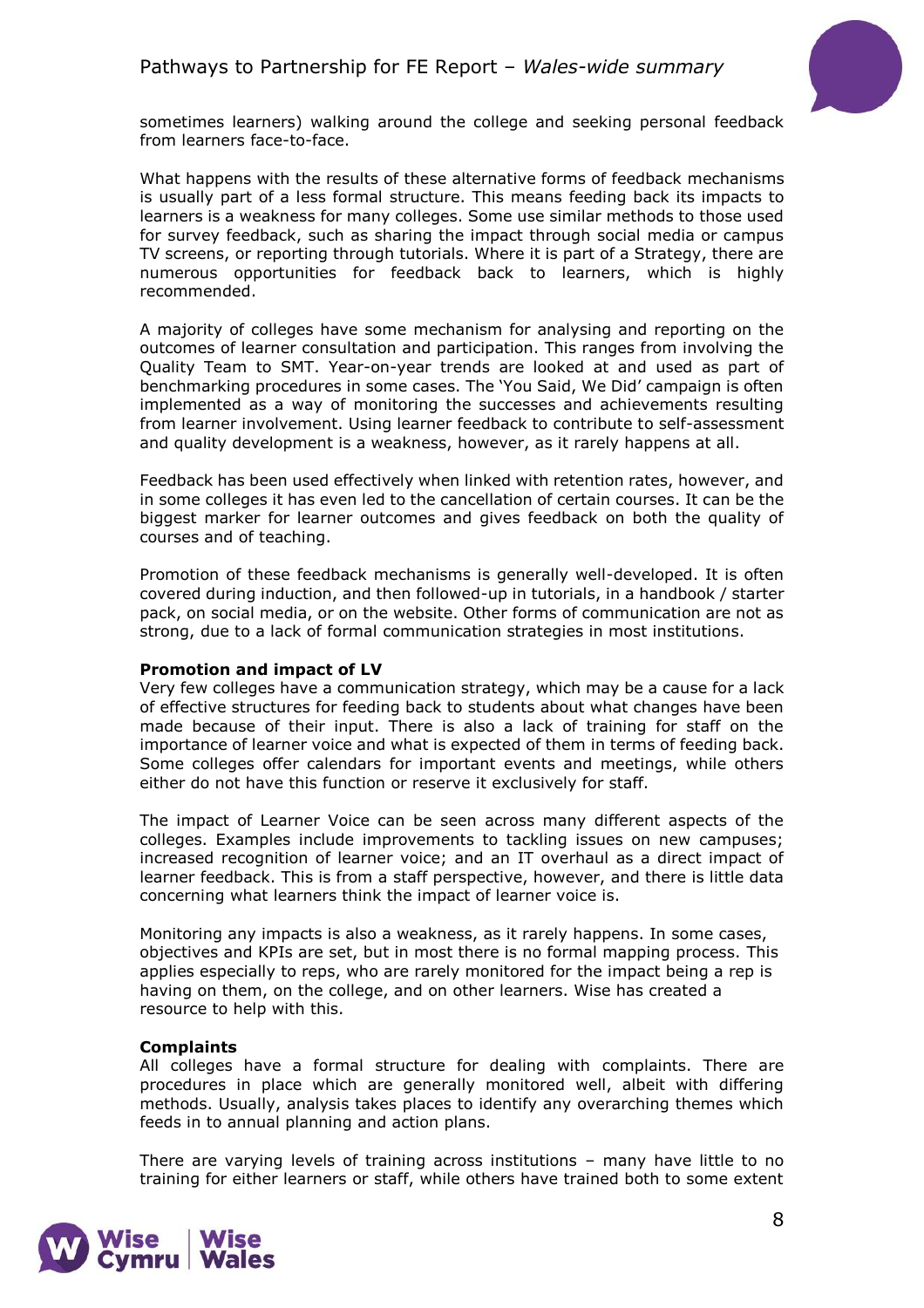sometimes learners) walking around the college and seeking personal feedback from learners face-to-face.

What happens with the results of these alternative forms of feedback mechanisms is usually part of a less formal structure. This means feeding back its impacts to learners is a weakness for many colleges. Some use similar methods to those used for survey feedback, such as sharing the impact through social media or campus TV screens, or reporting through tutorials. Where it is part of a Strategy, there are numerous opportunities for feedback back to learners, which is highly recommended.

A majority of colleges have some mechanism for analysing and reporting on the outcomes of learner consultation and participation. This ranges from involving the Quality Team to SMT. Year-on-year trends are looked at and used as part of benchmarking procedures in some cases. The 'You Said, We Did' campaign is often implemented as a way of monitoring the successes and achievements resulting from learner involvement. Using learner feedback to contribute to self-assessment and quality development is a weakness, however, as it rarely happens at all.

Feedback has been used effectively when linked with retention rates, however, and in some colleges it has even led to the cancellation of certain courses. It can be the biggest marker for learner outcomes and gives feedback on both the quality of courses and of teaching.

Promotion of these feedback mechanisms is generally well-developed. It is often covered during induction, and then followed-up in tutorials, in a handbook / starter pack, on social media, or on the website. Other forms of communication are not as strong, due to a lack of formal communication strategies in most institutions.

**Promotion and impact of LV**

Very few colleges have a communication strategy, which may be a cause for a lack of effective structures for feeding back to students about what changes have been made because of their input. There is also a lack of training for staff on the importance of learner voice and what is expected of them in terms of feeding back. Some colleges offer calendars for important events and meetings, while others either do not have this function or reserve it exclusively for staff.

The impact of Learner Voice can be seen across many different aspects of the colleges. Examples include improvements to tackling issues on new campuses; increased recognition of learner voice; and an IT overhaul as a direct impact of learner feedback. This is from a staff perspective, however, and there is little data concerning what learners think the impact of learner voice is.

Monitoring any impacts is also a weakness, as it rarely happens. In some cases, objectives and KPIs are set, but in most there is no formal mapping process. This applies especially to reps, who are rarely monitored for the impact being a rep is having on them, on the college, and on other learners. Wise has created a resource to help with this.

**Complaints**

All colleges have a formal structure for dealing with complaints. There are procedures in place which are generally monitored well, albeit with differing methods. Usually, analysis takes places to identify any overarching themes which feeds in to annual planning and action plans.

There are varying levels of training across institutions – many have little to no training for either learners or staff, while others have trained both to some extent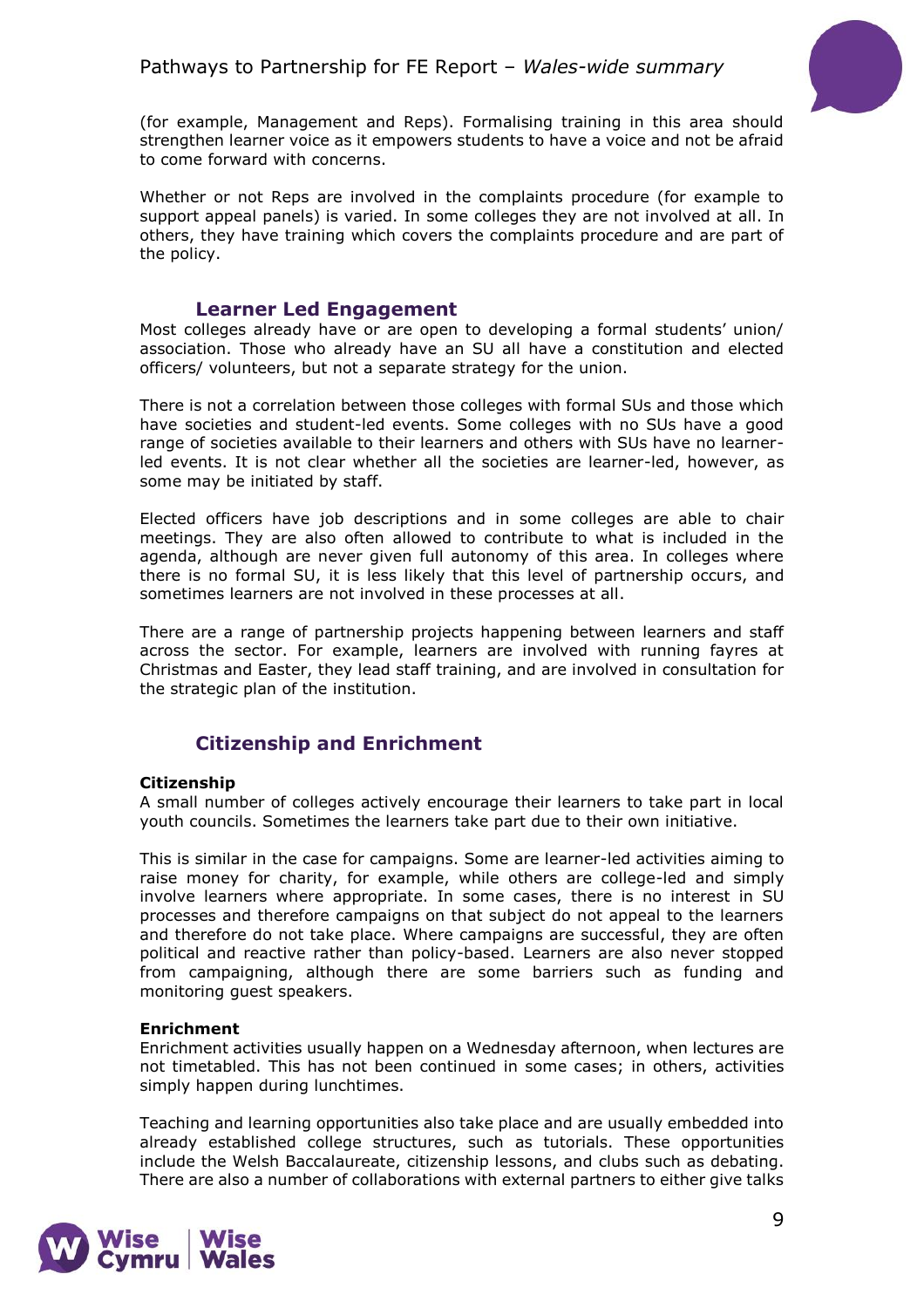(for example, Management and Reps). Formalising training in this area should strengthen learner voice as it empowers students to have a voice and not be afraid to come forward with concerns.

Whether or not Reps are involved in the complaints procedure (for example to support appeal panels) is varied. In some colleges they are not involved at all. In others, they have training which covers the complaints procedure and are part of the policy.

## Learner Led Engagement

Most colleges already have or are open to developing a formal students' union/ association. Those who already have an SU all have a constitution and elected officers/ volunteers, but not a separate strategy for the union.

There is not a correlation between those colleges with formal SUs and those which have societies and student-led events. Some colleges with no SUs have a good range of societies available to their learners and others with SUs have no learner-led events. It is not clear whether all the societies are learner-led, however, as some may be initiated by staff.

Elected officers have job descriptions and in some colleges are able to chair meetings. They are also often allowed to contribute to what is included in the agenda, although are never given full autonomy of this area. In colleges where there is no formal SU, it is less likely that this level of partnership occurs, and sometimes learners are not involved in these processes at all.

There are a range of partnership projects happening between learners and staff across the sector. For example, learners are involved with running fayres at Christmas and Easter, they lead staff training, and are involved in consultation for the strategic plan of the institution.

## Citizenship and Enrichment

**Citizenship**

A small number of colleges actively encourage their learners to take part in local youth councils. Sometimes the learners take part due to their own initiative.

This is similar in the case for campaigns. Some are learner-led activities aiming to raise money for charity, for example, while others are college-led and simply involve learners where appropriate. In some cases, there is no interest in SU processes and therefore campaigns on that subject do not appeal to the learners and therefore do not take place. Where campaigns are successful, they are often political and reactive rather than policy-based. Learners are also never stopped from campaigning, although there are some barriers such as funding and monitoring guest speakers.

**Enrichment**

Enrichment activities usually happen on a Wednesday afternoon, when lectures are not timetabled. This has not been continued in some cases; in others, activities simply happen during lunchtimes.

Teaching and learning opportunities also take place and are usually embedded into already established college structures, such as tutorials. These opportunities include the Welsh Baccalaureate, citizenship lessons, and clubs such as debating. There are also a number of collaborations with external partners to either give talks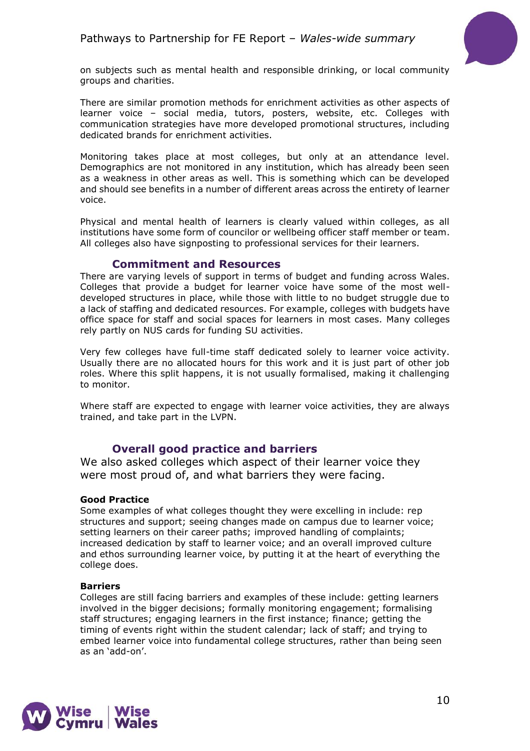on subjects such as mental health and responsible drinking, or local community groups and charities.

There are similar promotion methods for enrichment activities as other aspects of learner voice – social media, tutors, posters, website, etc. Colleges with communication strategies have more developed promotional structures, including dedicated brands for enrichment activities.

Monitoring takes place at most colleges, but only at an attendance level. Demographics are not monitored in any institution, which has already been seen as a weakness in other areas as well. This is something which can be developed and should see benefits in a number of different areas across the entirety of learner voice.

Physical and mental health of learners is clearly valued within colleges, as all institutions have some form of councilor or wellbeing officer staff member or team. All colleges also have signposting to professional services for their learners.

## Commitment and Resources

There are varying levels of support in terms of budget and funding across Wales. Colleges that provide a budget for learner voice have some of the most well-developed structures in place, while those with little to no budget struggle due to a lack of staffing and dedicated resources. For example, colleges with budgets have office space for staff and social spaces for learners in most cases. Many colleges rely partly on NUS cards for funding SU activities.

Very few colleges have full-time staff dedicated solely to learner voice activity. Usually there are no allocated hours for this work and it is just part of other job roles. Where this split happens, it is not usually formalised, making it challenging to monitor.

Where staff are expected to engage with learner voice activities, they are always trained, and take part in the LVPN.

## Overall good practice and barriers

We also asked colleges which aspect of their learner voice they were most proud of, and what barriers they were facing.

**Good Practice**

Some examples of what colleges thought they were excelling in include: rep structures and support; seeing changes made on campus due to learner voice; setting learners on their career paths; improved handling of complaints; increased dedication by staff to learner voice; and an overall improved culture and ethos surrounding learner voice, by putting it at the heart of everything the college does.

**Barriers**

Colleges are still facing barriers and examples of these include: getting learners involved in the bigger decisions; formally monitoring engagement; formalising staff structures; engaging learners in the first instance; finance; getting the timing of events right within the student calendar; lack of staff; and trying to embed learner voice into fundamental college structures, rather than being seen as an 'add-on'.